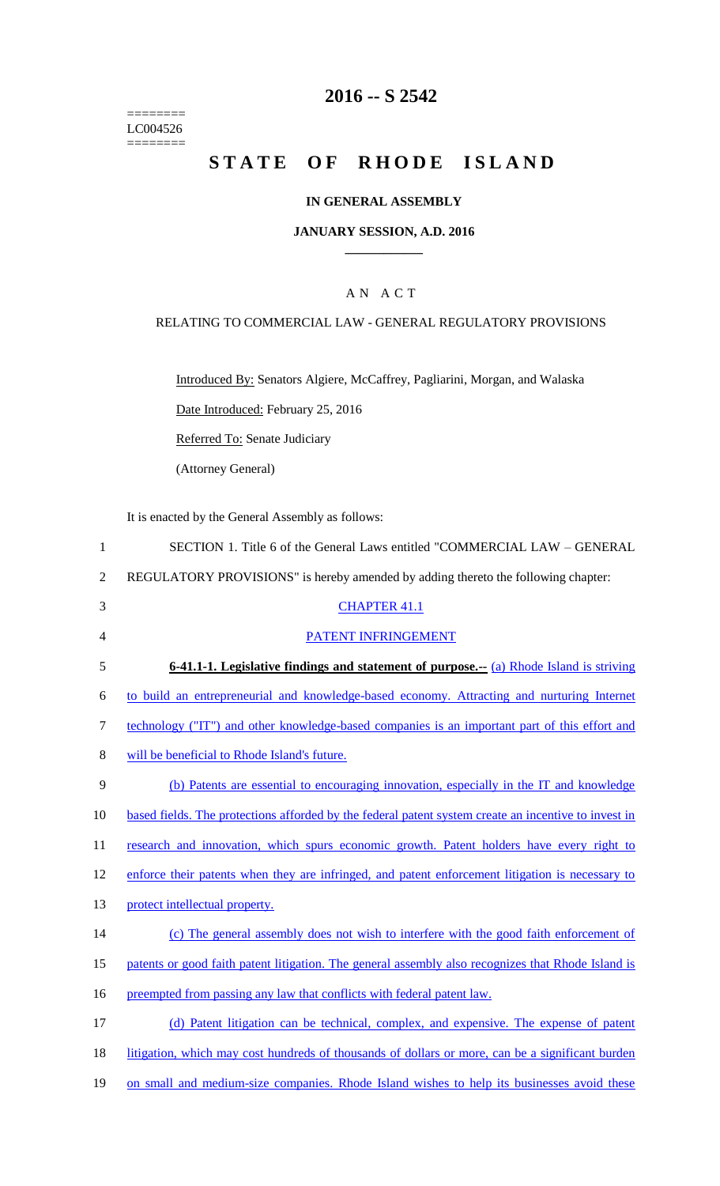========
LC004526
========

# 2016 -- S 2542

# STATE OF RHODE ISLAND

## IN GENERAL ASSEMBLY

### JANUARY SESSION, A.D. 2016

## A N A C T

RELATING TO COMMERCIAL LAW - GENERAL REGULATORY PROVISIONS

Introduced By: Senators Algiere, McCaffrey, Pagliarini, Morgan, and Walaska

Date Introduced: February 25, 2016

Referred To: Senate Judiciary

(Attorney General)

It is enacted by the General Assembly as follows:

1 SECTION 1. Title 6 of the General Laws entitled "COMMERCIAL LAW – GENERAL
2 REGULATORY PROVISIONS" is hereby amended by adding thereto the following chapter:

3 CHAPTER 41.1

4 PATENT INFRINGEMENT

5 **6-41.1-1. Legislative findings and statement of purpose.--** (a) Rhode Island is striving
6 to build an entrepreneurial and knowledge-based economy. Attracting and nurturing Internet
7 technology ("IT") and other knowledge-based companies is an important part of this effort and
8 will be beneficial to Rhode Island's future.

9 (b) Patents are essential to encouraging innovation, especially in the IT and knowledge
10 based fields. The protections afforded by the federal patent system create an incentive to invest in
11 research and innovation, which spurs economic growth. Patent holders have every right to
12 enforce their patents when they are infringed, and patent enforcement litigation is necessary to
13 protect intellectual property.

14 (c) The general assembly does not wish to interfere with the good faith enforcement of
15 patents or good faith patent litigation. The general assembly also recognizes that Rhode Island is
16 preempted from passing any law that conflicts with federal patent law.

17 (d) Patent litigation can be technical, complex, and expensive. The expense of patent
18 litigation, which may cost hundreds of thousands of dollars or more, can be a significant burden
19 on small and medium-size companies. Rhode Island wishes to help its businesses avoid these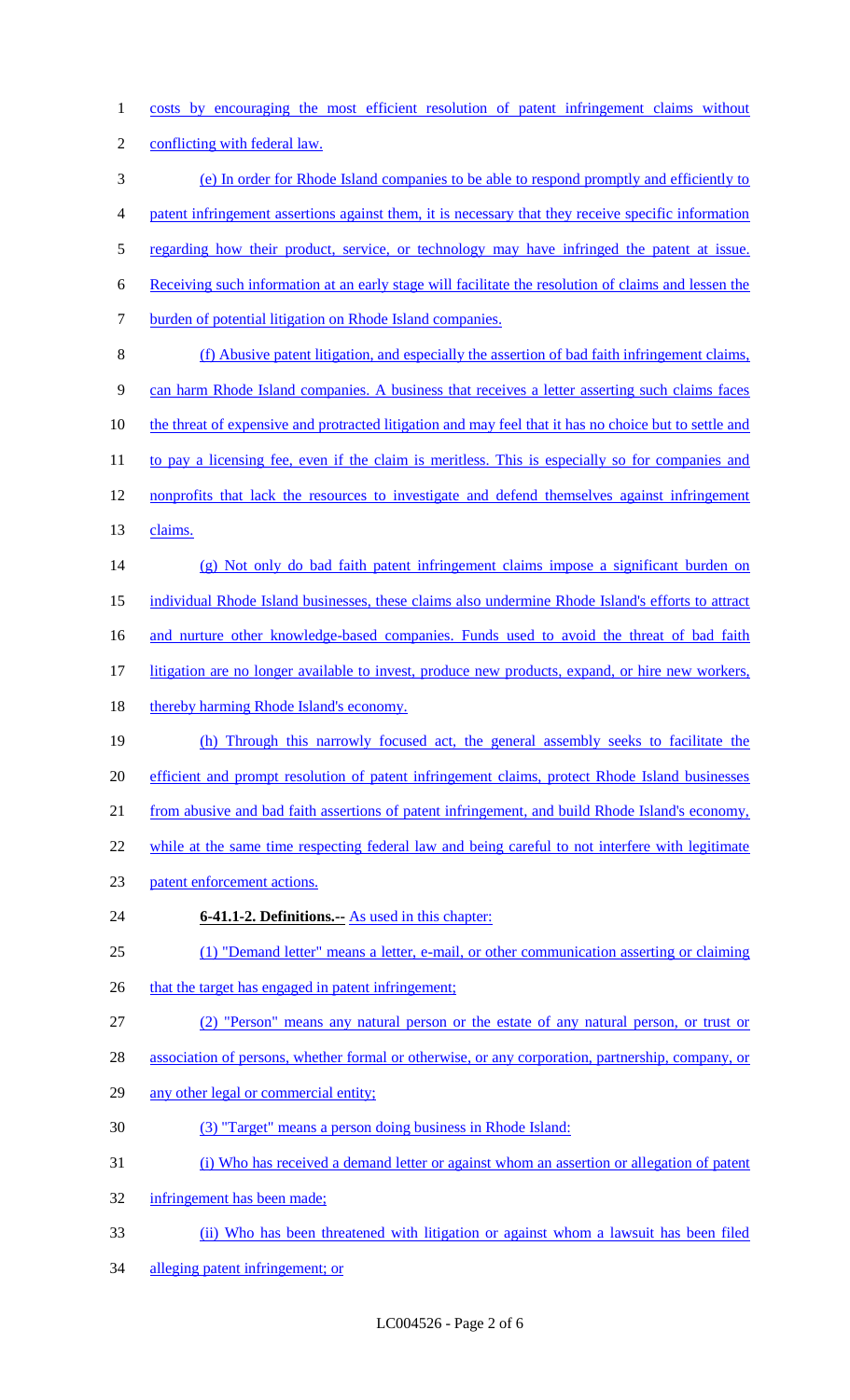costs by encouraging the most efficient resolution of patent infringement claims without conflicting with federal law.

(e) In order for Rhode Island companies to be able to respond promptly and efficiently to patent infringement assertions against them, it is necessary that they receive specific information regarding how their product, service, or technology may have infringed the patent at issue. Receiving such information at an early stage will facilitate the resolution of claims and lessen the burden of potential litigation on Rhode Island companies.

(f) Abusive patent litigation, and especially the assertion of bad faith infringement claims, can harm Rhode Island companies. A business that receives a letter asserting such claims faces the threat of expensive and protracted litigation and may feel that it has no choice but to settle and to pay a licensing fee, even if the claim is meritless. This is especially so for companies and nonprofits that lack the resources to investigate and defend themselves against infringement claims.

(g) Not only do bad faith patent infringement claims impose a significant burden on individual Rhode Island businesses, these claims also undermine Rhode Island's efforts to attract and nurture other knowledge-based companies. Funds used to avoid the threat of bad faith litigation are no longer available to invest, produce new products, expand, or hire new workers, thereby harming Rhode Island's economy.

(h) Through this narrowly focused act, the general assembly seeks to facilitate the efficient and prompt resolution of patent infringement claims, protect Rhode Island businesses from abusive and bad faith assertions of patent infringement, and build Rhode Island's economy, while at the same time respecting federal law and being careful to not interfere with legitimate patent enforcement actions.

**6-41.1-2. Definitions.--** As used in this chapter:

(1) "Demand letter" means a letter, e-mail, or other communication asserting or claiming that the target has engaged in patent infringement;

(2) "Person" means any natural person or the estate of any natural person, or trust or association of persons, whether formal or otherwise, or any corporation, partnership, company, or any other legal or commercial entity;

(3) "Target" means a person doing business in Rhode Island:

(i) Who has received a demand letter or against whom an assertion or allegation of patent infringement has been made;

(ii) Who has been threatened with litigation or against whom a lawsuit has been filed alleging patent infringement; or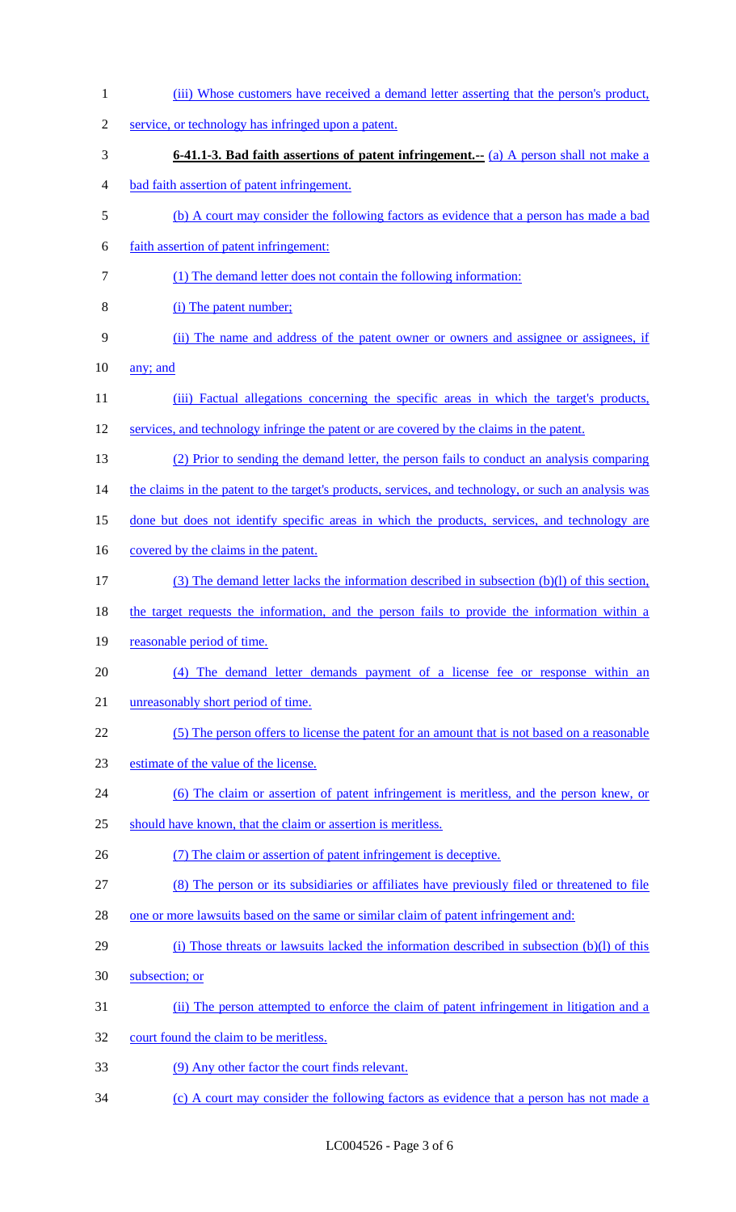(iii) Whose customers have received a demand letter asserting that the person's product, service, or technology has infringed upon a patent.

**6-41.1-3. Bad faith assertions of patent infringement.--** (a) A person shall not make a bad faith assertion of patent infringement.

(b) A court may consider the following factors as evidence that a person has made a bad faith assertion of patent infringement:

(1) The demand letter does not contain the following information:

(i) The patent number;

(ii) The name and address of the patent owner or owners and assignee or assignees, if any; and

(iii) Factual allegations concerning the specific areas in which the target's products, services, and technology infringe the patent or are covered by the claims in the patent.

(2) Prior to sending the demand letter, the person fails to conduct an analysis comparing the claims in the patent to the target's products, services, and technology, or such an analysis was done but does not identify specific areas in which the products, services, and technology are covered by the claims in the patent.

(3) The demand letter lacks the information described in subsection (b)(l) of this section, the target requests the information, and the person fails to provide the information within a reasonable period of time.

(4) The demand letter demands payment of a license fee or response within an unreasonably short period of time.

(5) The person offers to license the patent for an amount that is not based on a reasonable estimate of the value of the license.

(6) The claim or assertion of patent infringement is meritless, and the person knew, or should have known, that the claim or assertion is meritless.

(7) The claim or assertion of patent infringement is deceptive.

(8) The person or its subsidiaries or affiliates have previously filed or threatened to file one or more lawsuits based on the same or similar claim of patent infringement and:

(i) Those threats or lawsuits lacked the information described in subsection (b)(l) of this subsection; or

(ii) The person attempted to enforce the claim of patent infringement in litigation and a court found the claim to be meritless.

(9) Any other factor the court finds relevant.

(c) A court may consider the following factors as evidence that a person has not made a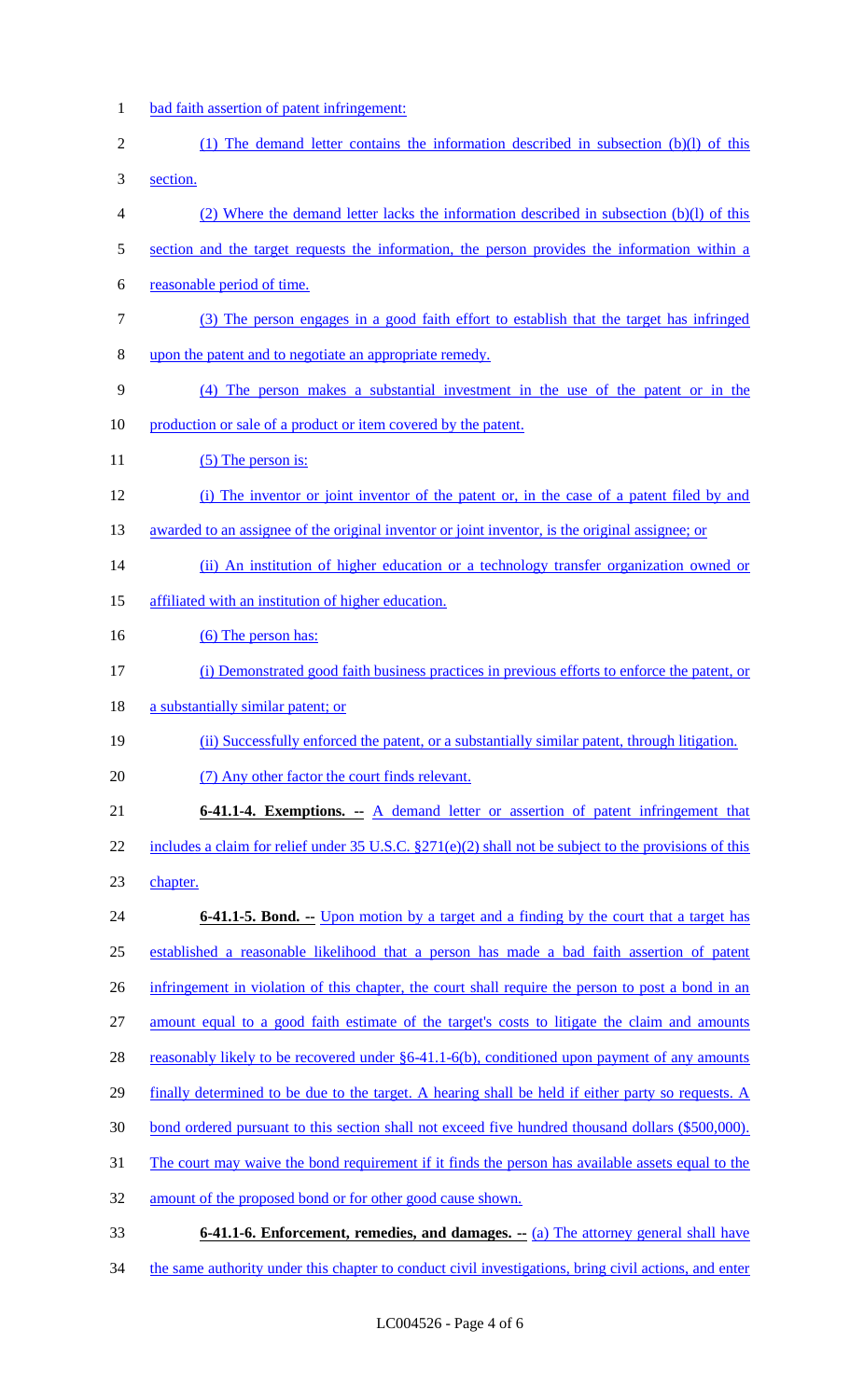bad faith assertion of patent infringement:

(1) The demand letter contains the information described in subsection (b)(l) of this section.

(2) Where the demand letter lacks the information described in subsection (b)(l) of this section and the target requests the information, the person provides the information within a reasonable period of time.

(3) The person engages in a good faith effort to establish that the target has infringed upon the patent and to negotiate an appropriate remedy.

(4) The person makes a substantial investment in the use of the patent or in the production or sale of a product or item covered by the patent.

(5) The person is:

(i) The inventor or joint inventor of the patent or, in the case of a patent filed by and awarded to an assignee of the original inventor or joint inventor, is the original assignee; or

(ii) An institution of higher education or a technology transfer organization owned or affiliated with an institution of higher education.

(6) The person has:

(i) Demonstrated good faith business practices in previous efforts to enforce the patent, or a substantially similar patent; or

(ii) Successfully enforced the patent, or a substantially similar patent, through litigation.

(7) Any other factor the court finds relevant.

**6-41.1-4. Exemptions. --** A demand letter or assertion of patent infringement that includes a claim for relief under 35 U.S.C. §271(e)(2) shall not be subject to the provisions of this chapter.

**6-41.1-5. Bond. --** Upon motion by a target and a finding by the court that a target has established a reasonable likelihood that a person has made a bad faith assertion of patent infringement in violation of this chapter, the court shall require the person to post a bond in an amount equal to a good faith estimate of the target's costs to litigate the claim and amounts reasonably likely to be recovered under §6-41.1-6(b), conditioned upon payment of any amounts finally determined to be due to the target. A hearing shall be held if either party so requests. A bond ordered pursuant to this section shall not exceed five hundred thousand dollars ($500,000). The court may waive the bond requirement if it finds the person has available assets equal to the amount of the proposed bond or for other good cause shown.

**6-41.1-6. Enforcement, remedies, and damages. --** (a) The attorney general shall have the same authority under this chapter to conduct civil investigations, bring civil actions, and enter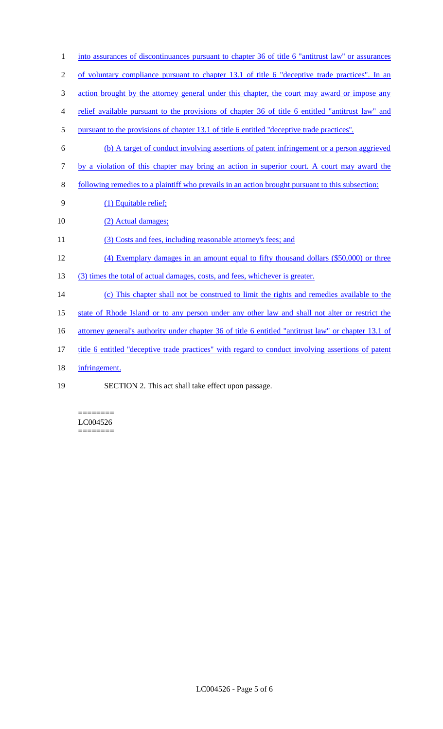into assurances of discontinuances pursuant to chapter 36 of title 6 "antitrust law" or assurances of voluntary compliance pursuant to chapter 13.1 of title 6 "deceptive trade practices". In an action brought by the attorney general under this chapter, the court may award or impose any relief available pursuant to the provisions of chapter 36 of title 6 entitled "antitrust law" and pursuant to the provisions of chapter 13.1 of title 6 entitled "deceptive trade practices".

(b) A target of conduct involving assertions of patent infringement or a person aggrieved by a violation of this chapter may bring an action in superior court. A court may award the following remedies to a plaintiff who prevails in an action brought pursuant to this subsection:

(1) Equitable relief;

(2) Actual damages;

(3) Costs and fees, including reasonable attorney's fees; and

(4) Exemplary damages in an amount equal to fifty thousand dollars ($50,000) or three (3) times the total of actual damages, costs, and fees, whichever is greater.

(c) This chapter shall not be construed to limit the rights and remedies available to the state of Rhode Island or to any person under any other law and shall not alter or restrict the attorney general's authority under chapter 36 of title 6 entitled "antitrust law" or chapter 13.1 of title 6 entitled "deceptive trade practices" with regard to conduct involving assertions of patent infringement.

SECTION 2. This act shall take effect upon passage.

========
LC004526
========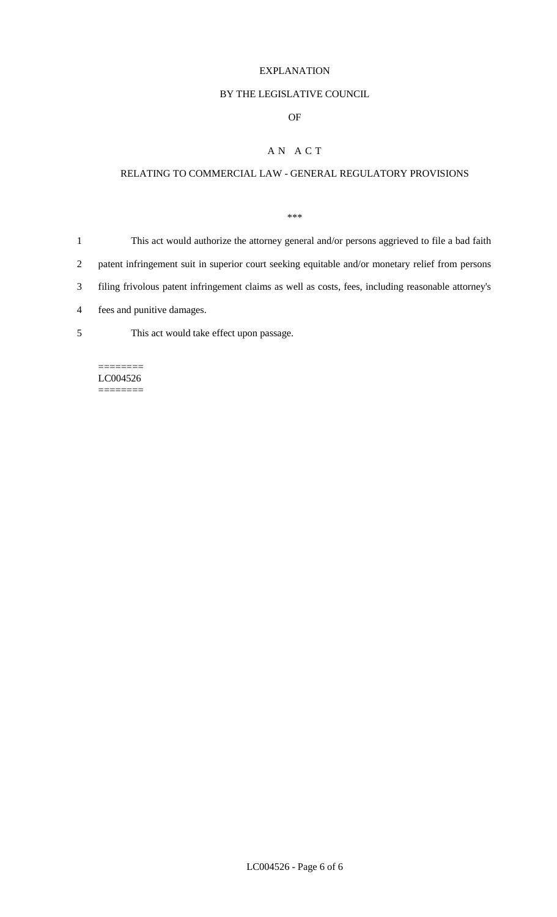EXPLANATION

BY THE LEGISLATIVE COUNCIL

OF

A N A C T

RELATING TO COMMERCIAL LAW - GENERAL REGULATORY PROVISIONS

\*\*\*

This act would authorize the attorney general and/or persons aggrieved to file a bad faith patent infringement suit in superior court seeking equitable and/or monetary relief from persons filing frivolous patent infringement claims as well as costs, fees, including reasonable attorney's fees and punitive damages.

This act would take effect upon passage.

========
LC004526
========